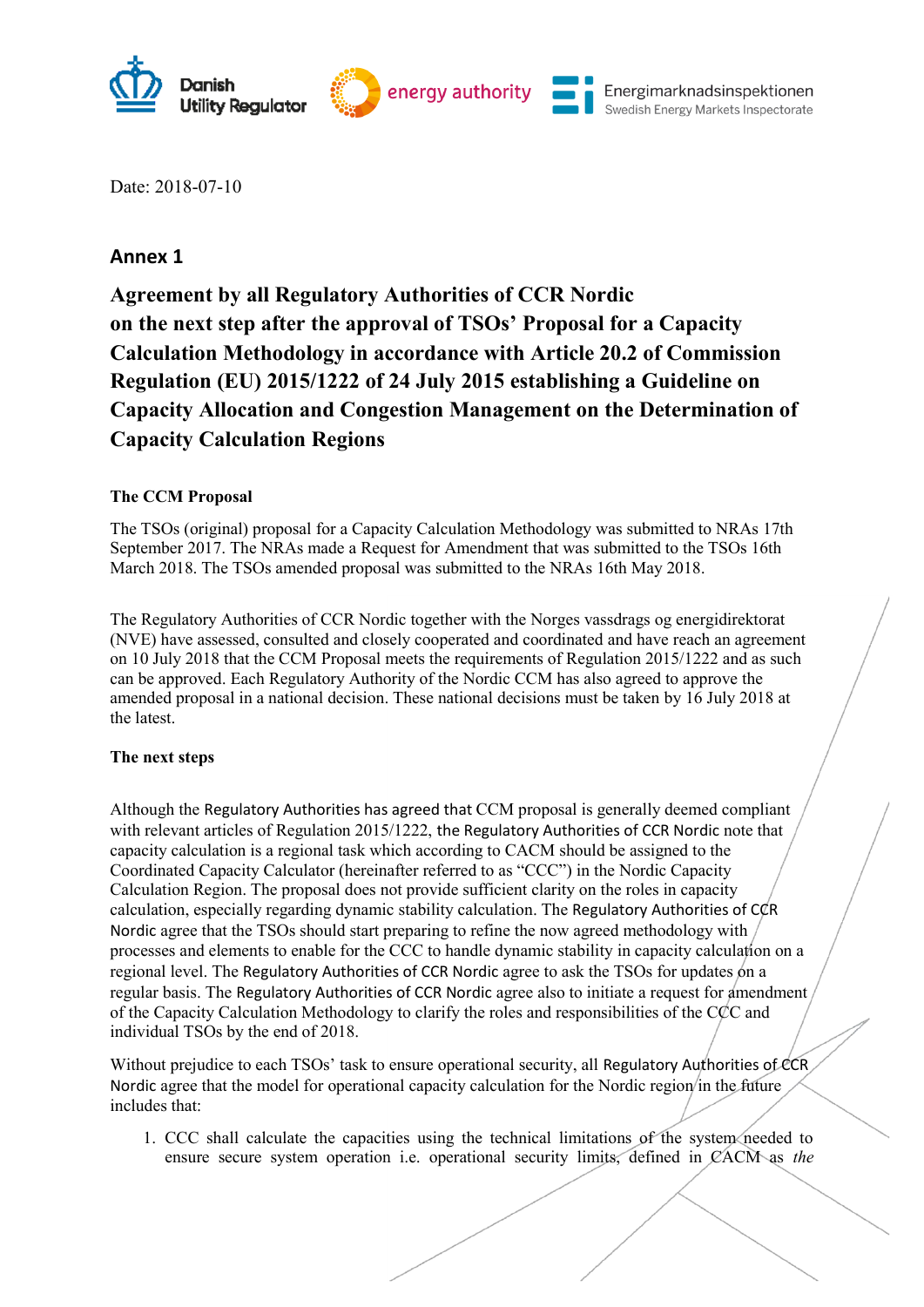Date: 2018-07-10

## Annex 1

# Agreement by all Regulatory Authorities of CCR Nordic on the next step after the approval of TSOs' Proposal for a Capacity Calculation Methodology in accordance with Article 20.2 of Commission Regulation (EU) 2015/1222 of 24 July 2015 establishing a Guideline on Capacity Allocation and Congestion Management on the Determination of Capacity Calculation Regions

### The CCM Proposal

The TSOs (original) proposal for a Capacity Calculation Methodology was submitted to NRAs 17th September 2017. The NRAs made a Request for Amendment that was submitted to the TSOs 16th March 2018. The TSOs amended proposal was submitted to the NRAs 16th May 2018.

The Regulatory Authorities of CCR Nordic together with the Norges vassdrags og energidirektorat (NVE) have assessed, consulted and closely cooperated and coordinated and have reach an agreement on 10 July 2018 that the CCM Proposal meets the requirements of Regulation 2015/1222 and as such can be approved. Each Regulatory Authority of the Nordic CCM has also agreed to approve the amended proposal in a national decision. These national decisions must be taken by 16 July 2018 at the latest.

### The next steps

Although the Regulatory Authorities has agreed that CCM proposal is generally deemed compliant with relevant articles of Regulation 2015/1222, the Regulatory Authorities of CCR Nordic note that capacity calculation is a regional task which according to CACM should be assigned to the Coordinated Capacity Calculator (hereinafter referred to as "CCC") in the Nordic Capacity Calculation Region. The proposal does not provide sufficient clarity on the roles in capacity calculation, especially regarding dynamic stability calculation. The Regulatory Authorities of CCR Nordic agree that the TSOs should start preparing to refine the now agreed methodology with processes and elements to enable for the CCC to handle dynamic stability in capacity calculation on a regional level. The Regulatory Authorities of CCR Nordic agree to ask the TSOs for updates on a regular basis. The Regulatory Authorities of CCR Nordic agree also to initiate a request for amendment of the Capacity Calculation Methodology to clarify the roles and responsibilities of the CCC and individual TSOs by the end of 2018.

Without prejudice to each TSOs' task to ensure operational security, all Regulatory Authorities of CCR Nordic agree that the model for operational capacity calculation for the Nordic region in the future includes that:

1. CCC shall calculate the capacities using the technical limitations of the system needed to ensure secure system operation i.e. operational security limits, defined in CACM as *the*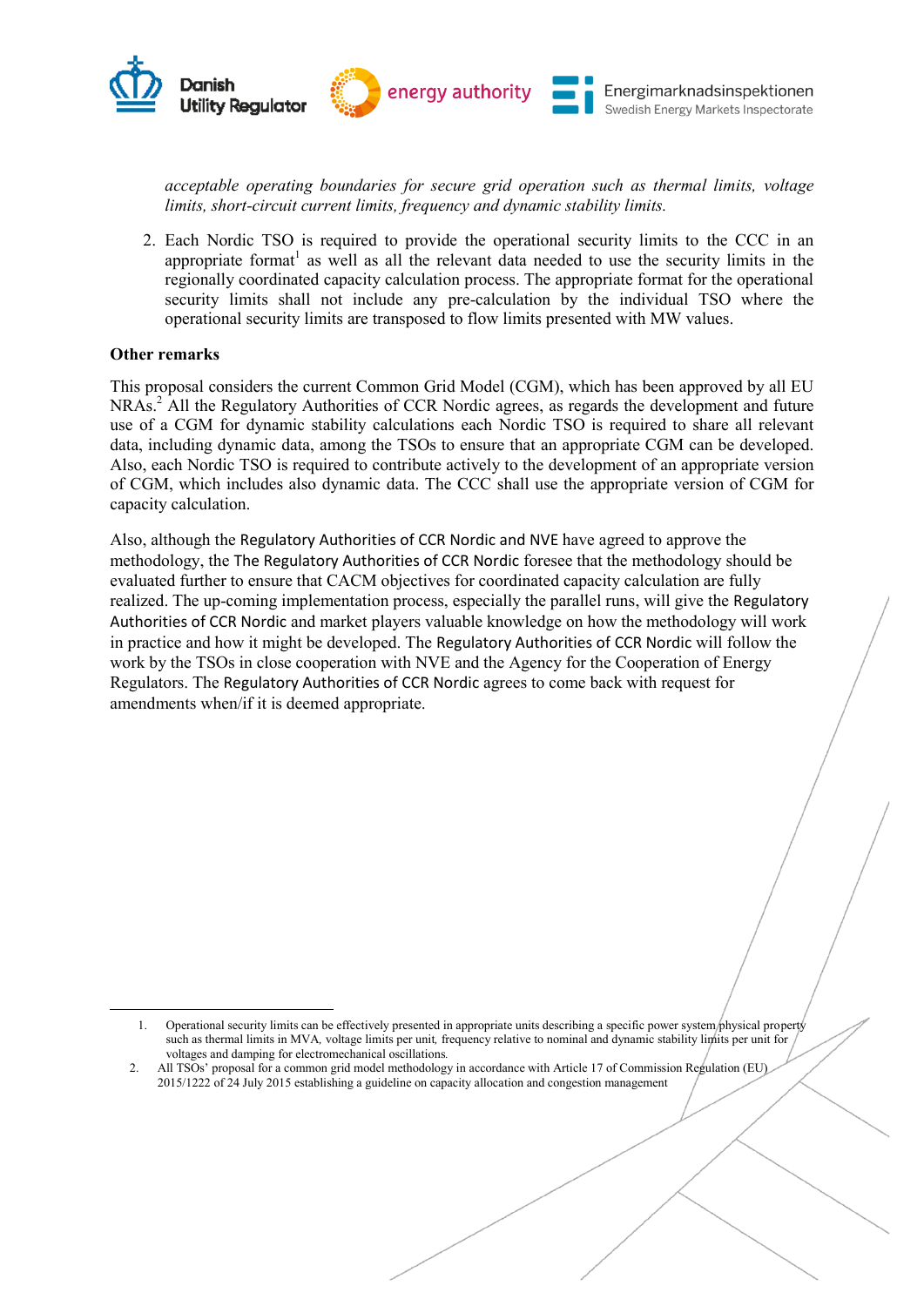*acceptable operating boundaries for secure grid operation such as thermal limits, voltage limits, short-circuit current limits, frequency and dynamic stability limits.*

2. Each Nordic TSO is required to provide the operational security limits to the CCC in an appropriate format[1] as well as all the relevant data needed to use the security limits in the regionally coordinated capacity calculation process. The appropriate format for the operational security limits shall not include any pre-calculation by the individual TSO where the operational security limits are transposed to flow limits presented with MW values.

**Other remarks**

This proposal considers the current Common Grid Model (CGM), which has been approved by all EU NRAs.[2] All the Regulatory Authorities of CCR Nordic agrees, as regards the development and future use of a CGM for dynamic stability calculations each Nordic TSO is required to share all relevant data, including dynamic data, among the TSOs to ensure that an appropriate CGM can be developed. Also, each Nordic TSO is required to contribute actively to the development of an appropriate version of CGM, which includes also dynamic data. The CCC shall use the appropriate version of CGM for capacity calculation.

Also, although the Regulatory Authorities of CCR Nordic and NVE have agreed to approve the methodology, the The Regulatory Authorities of CCR Nordic foresee that the methodology should be evaluated further to ensure that CACM objectives for coordinated capacity calculation are fully realized. The up-coming implementation process, especially the parallel runs, will give the Regulatory Authorities of CCR Nordic and market players valuable knowledge on how the methodology will work in practice and how it might be developed. The Regulatory Authorities of CCR Nordic will follow the work by the TSOs in close cooperation with NVE and the Agency for the Cooperation of Energy Regulators. The Regulatory Authorities of CCR Nordic agrees to come back with request for amendments when/if it is deemed appropriate.

---

1. Operational security limits can be effectively presented in appropriate units describing a specific power system physical property such as thermal limits in MVA, voltage limits per unit, frequency relative to nominal and dynamic stability limits per unit for voltages and damping for electromechanical oscillations.
2. All TSOs' proposal for a common grid model methodology in accordance with Article 17 of Commission Regulation (EU) 2015/1222 of 24 July 2015 establishing a guideline on capacity allocation and congestion management